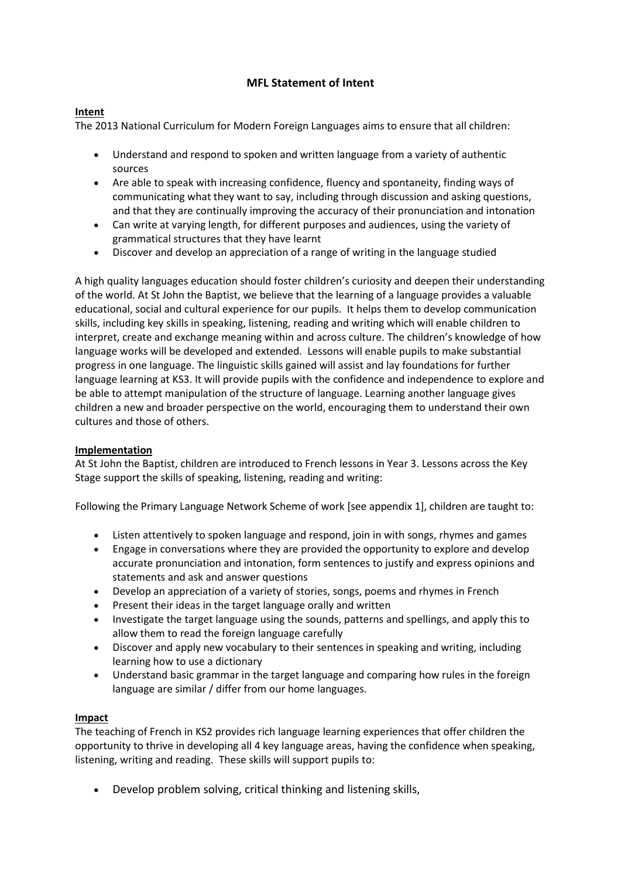# MFL Statement of Intent

## Intent

The 2013 National Curriculum for Modern Foreign Languages aims to ensure that all children:

- Understand and respond to spoken and written language from a variety of authentic sources
- Are able to speak with increasing confidence, fluency and spontaneity, finding ways of communicating what they want to say, including through discussion and asking questions, and that they are continually improving the accuracy of their pronunciation and intonation
- Can write at varying length, for different purposes and audiences, using the variety of grammatical structures that they have learnt
- Discover and develop an appreciation of a range of writing in the language studied

A high quality languages education should foster children's curiosity and deepen their understanding of the world. At St John the Baptist, we believe that the learning of a language provides a valuable educational, social and cultural experience for our pupils. It helps them to develop communication skills, including key skills in speaking, listening, reading and writing which will enable children to interpret, create and exchange meaning within and across culture. The children's knowledge of how language works will be developed and extended. Lessons will enable pupils to make substantial progress in one language. The linguistic skills gained will assist and lay foundations for further language learning at KS3. It will provide pupils with the confidence and independence to explore and be able to attempt manipulation of the structure of language. Learning another language gives children a new and broader perspective on the world, encouraging them to understand their own cultures and those of others.

## Implementation

At St John the Baptist, children are introduced to French lessons in Year 3. Lessons across the Key Stage support the skills of speaking, listening, reading and writing:

Following the Primary Language Network Scheme of work [see appendix 1], children are taught to:

- Listen attentively to spoken language and respond, join in with songs, rhymes and games
- Engage in conversations where they are provided the opportunity to explore and develop accurate pronunciation and intonation, form sentences to justify and express opinions and statements and ask and answer questions
- Develop an appreciation of a variety of stories, songs, poems and rhymes in French
- Present their ideas in the target language orally and written
- Investigate the target language using the sounds, patterns and spellings, and apply this to allow them to read the foreign language carefully
- Discover and apply new vocabulary to their sentences in speaking and writing, including learning how to use a dictionary
- Understand basic grammar in the target language and comparing how rules in the foreign language are similar / differ from our home languages.

## Impact

The teaching of French in KS2 provides rich language learning experiences that offer children the opportunity to thrive in developing all 4 key language areas, having the confidence when speaking, listening, writing and reading. These skills will support pupils to:

- Develop problem solving, critical thinking and listening skills,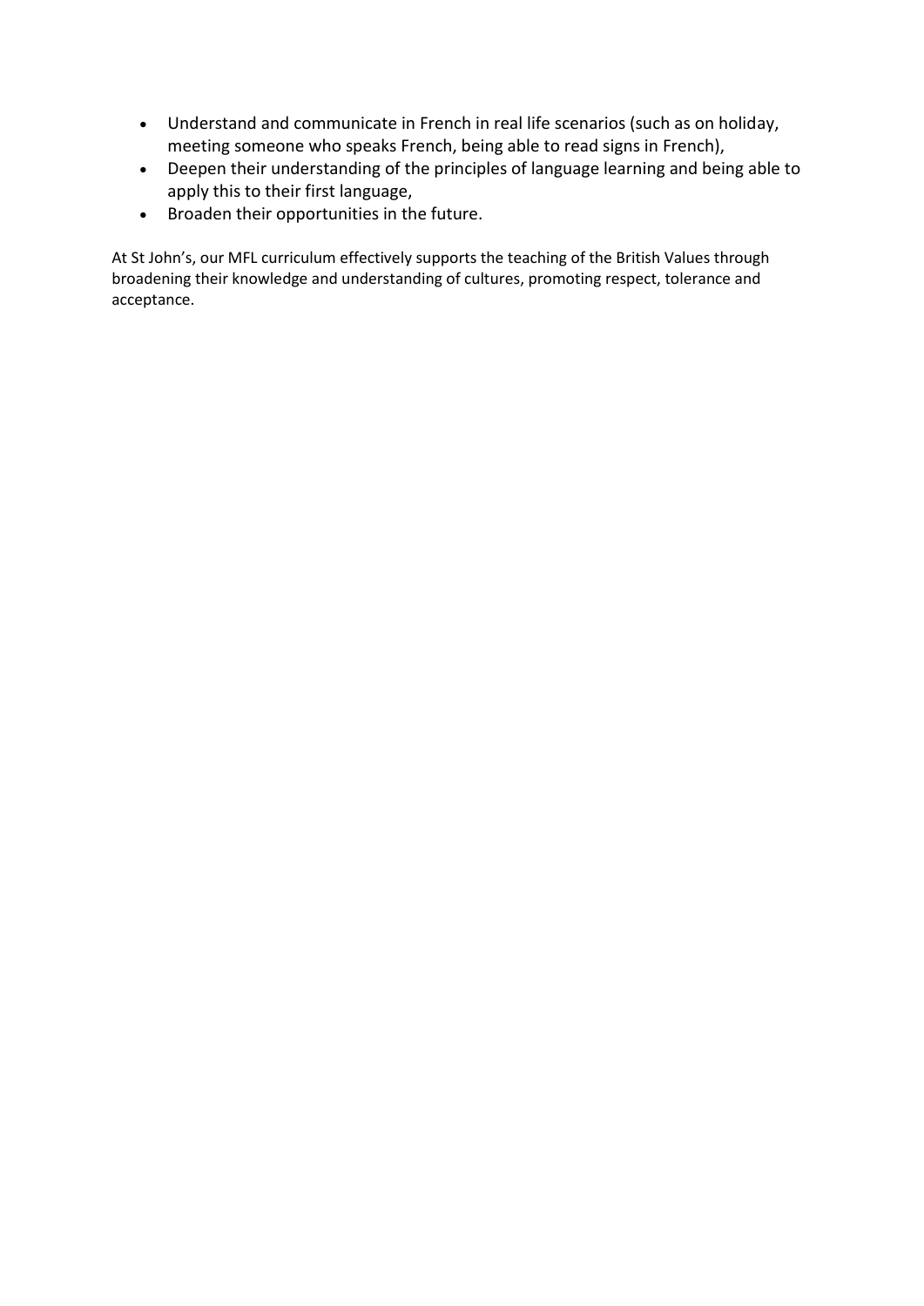- Understand and communicate in French in real life scenarios (such as on holiday, meeting someone who speaks French, being able to read signs in French),
- Deepen their understanding of the principles of language learning and being able to apply this to their first language,
- Broaden their opportunities in the future.

At St John's, our MFL curriculum effectively supports the teaching of the British Values through broadening their knowledge and understanding of cultures, promoting respect, tolerance and acceptance.